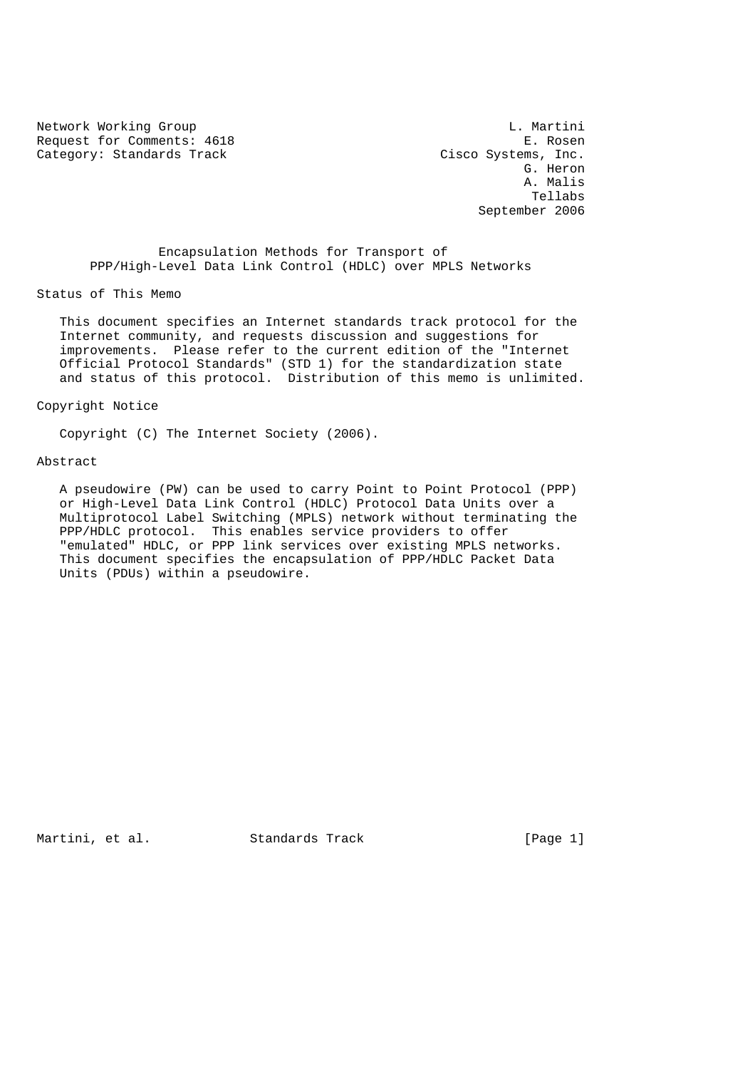Network Working Group L. Martini
Request for Comments: 4618 E. Rosen
Category: Standards Track Cisco Systems, Inc.
G. Heron
A. Malis
Tellabs
September 2006

# Encapsulation Methods for Transport of PPP/High-Level Data Link Control (HDLC) over MPLS Networks

## Status of This Memo

This document specifies an Internet standards track protocol for the Internet community, and requests discussion and suggestions for improvements. Please refer to the current edition of the "Internet Official Protocol Standards" (STD 1) for the standardization state and status of this protocol. Distribution of this memo is unlimited.

## Copyright Notice

Copyright (C) The Internet Society (2006).

## Abstract

A pseudowire (PW) can be used to carry Point to Point Protocol (PPP) or High-Level Data Link Control (HDLC) Protocol Data Units over a Multiprotocol Label Switching (MPLS) network without terminating the PPP/HDLC protocol. This enables service providers to offer "emulated" HDLC, or PPP link services over existing MPLS networks. This document specifies the encapsulation of PPP/HDLC Packet Data Units (PDUs) within a pseudowire.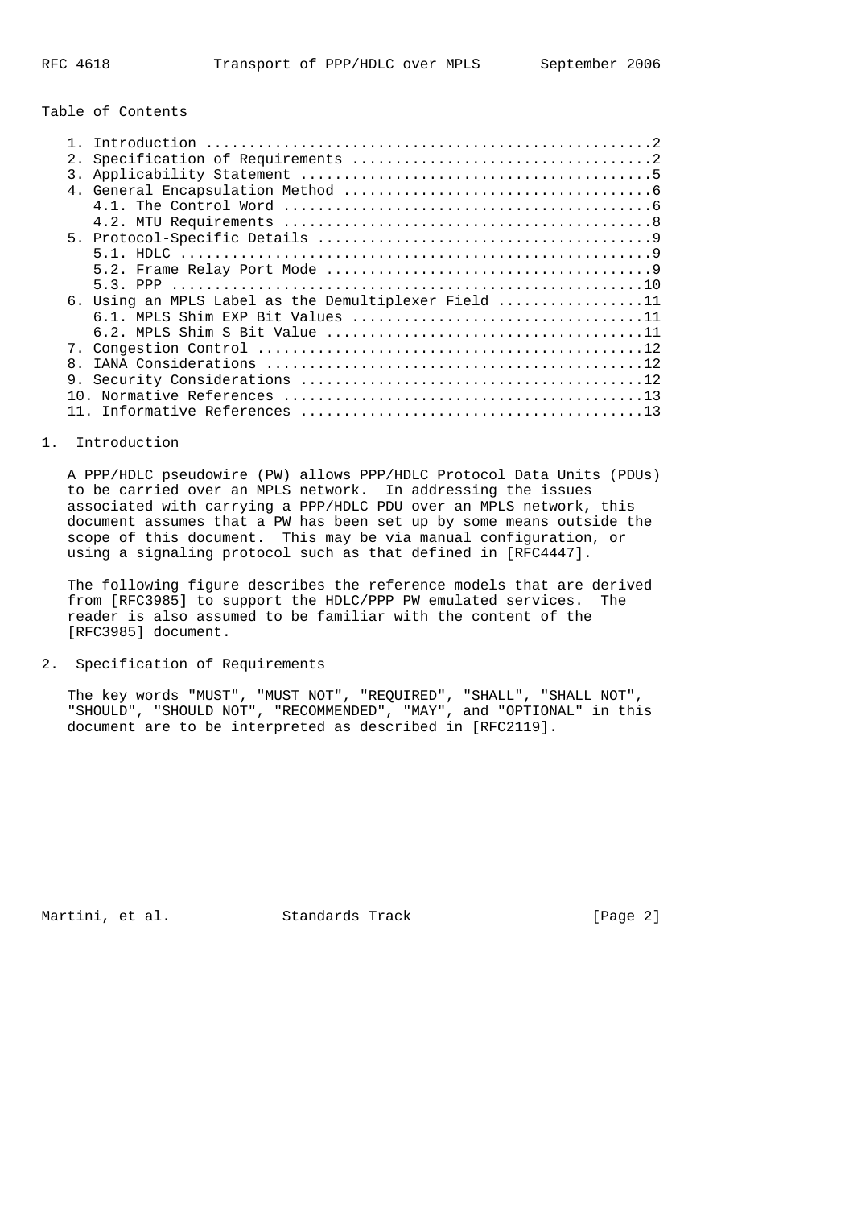Table of Contents

1. Introduction ....................................................2
2. Specification of Requirements ..................................2
3. Applicability Statement ........................................5
4. General Encapsulation Method ...................................6
   4.1. The Control Word ..........................................6
   4.2. MTU Requirements ..........................................8
5. Protocol-Specific Details ......................................9
   5.1. HDLC ......................................................9
   5.2. Frame Relay Port Mode .....................................9
   5.3. PPP ......................................................10
6. Using an MPLS Label as the Demultiplexer Field ................11
   6.1. MPLS Shim EXP Bit Values .................................11
   6.2. MPLS Shim S Bit Value ....................................11
7. Congestion Control ............................................12
8. IANA Considerations ...........................................12
9. Security Considerations .......................................12
10. Normative References .........................................13
11. Informative References .......................................13

## 1. Introduction

A PPP/HDLC pseudowire (PW) allows PPP/HDLC Protocol Data Units (PDUs) to be carried over an MPLS network. In addressing the issues associated with carrying a PPP/HDLC PDU over an MPLS network, this document assumes that a PW has been set up by some means outside the scope of this document. This may be via manual configuration, or using a signaling protocol such as that defined in [RFC4447].

The following figure describes the reference models that are derived from [RFC3985] to support the HDLC/PPP PW emulated services. The reader is also assumed to be familiar with the content of the [RFC3985] document.

## 2. Specification of Requirements

The key words "MUST", "MUST NOT", "REQUIRED", "SHALL", "SHALL NOT", "SHOULD", "SHOULD NOT", "RECOMMENDED", "MAY", and "OPTIONAL" in this document are to be interpreted as described in [RFC2119].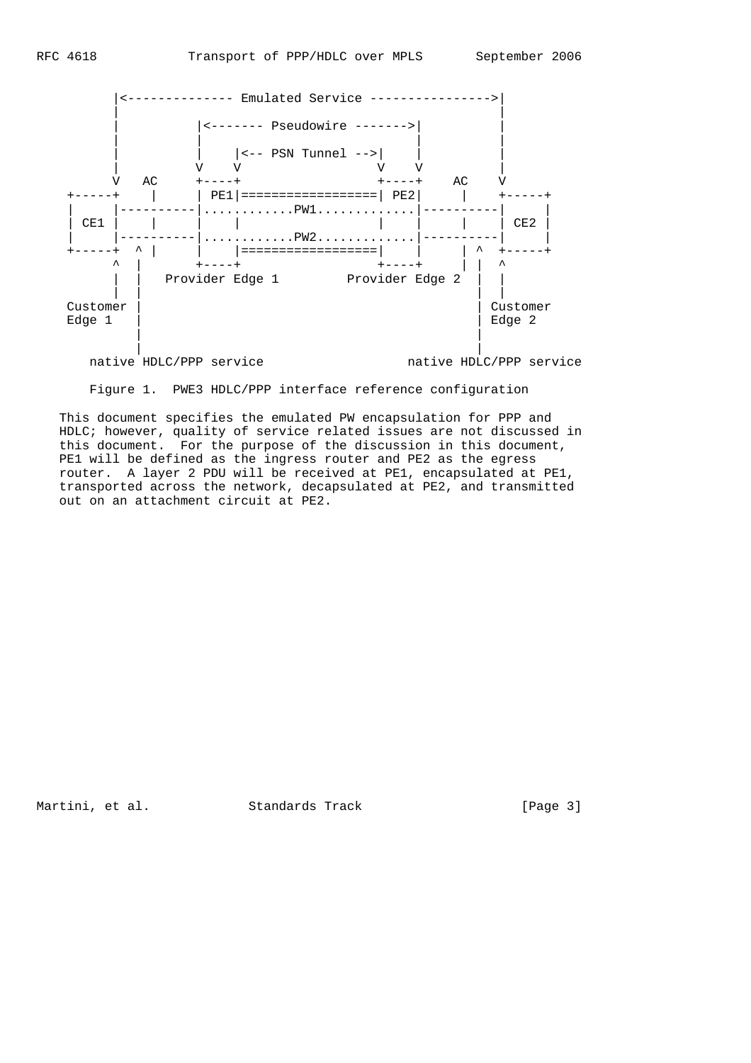```
        |<-------------- Emulated Service ---------------->|
        |                                                  |
        |          |<------- Pseudowire ------->|          |
        |          |                            |          |
        |          |    |<-- PSN Tunnel -->|    |          |
        V   AC     V    V                  V    V          V
    +-----+    |     +----+                  +----+     |    +-----+
    |     |----------| PE1|==================| PE2|----------|     |
    |     |----------|............PW1.............|----------|     |
    | CE1 |    |     |    |                  |    |     |    | CE2 |
    |     |----------|............PW2.............|----------|     |
    +-----+  ^ |     |    |==================|    |     | ^  +-----+
          ^  |       +----+                  +----+     | |  ^
          |  |   Provider Edge 1        Provider Edge 2  |  |
          |  |                                          |  |
    Customer |                                          | Customer
    Edge 1   |                                          | Edge 2
             |                                          |
             |                                          |
       native HDLC/PPP service                native HDLC/PPP service
```

Figure 1. PWE3 HDLC/PPP interface reference configuration

This document specifies the emulated PW encapsulation for PPP and HDLC; however, quality of service related issues are not discussed in this document. For the purpose of the discussion in this document, PE1 will be defined as the ingress router and PE2 as the egress router. A layer 2 PDU will be received at PE1, encapsulated at PE1, transported across the network, decapsulated at PE2, and transmitted out on an attachment circuit at PE2.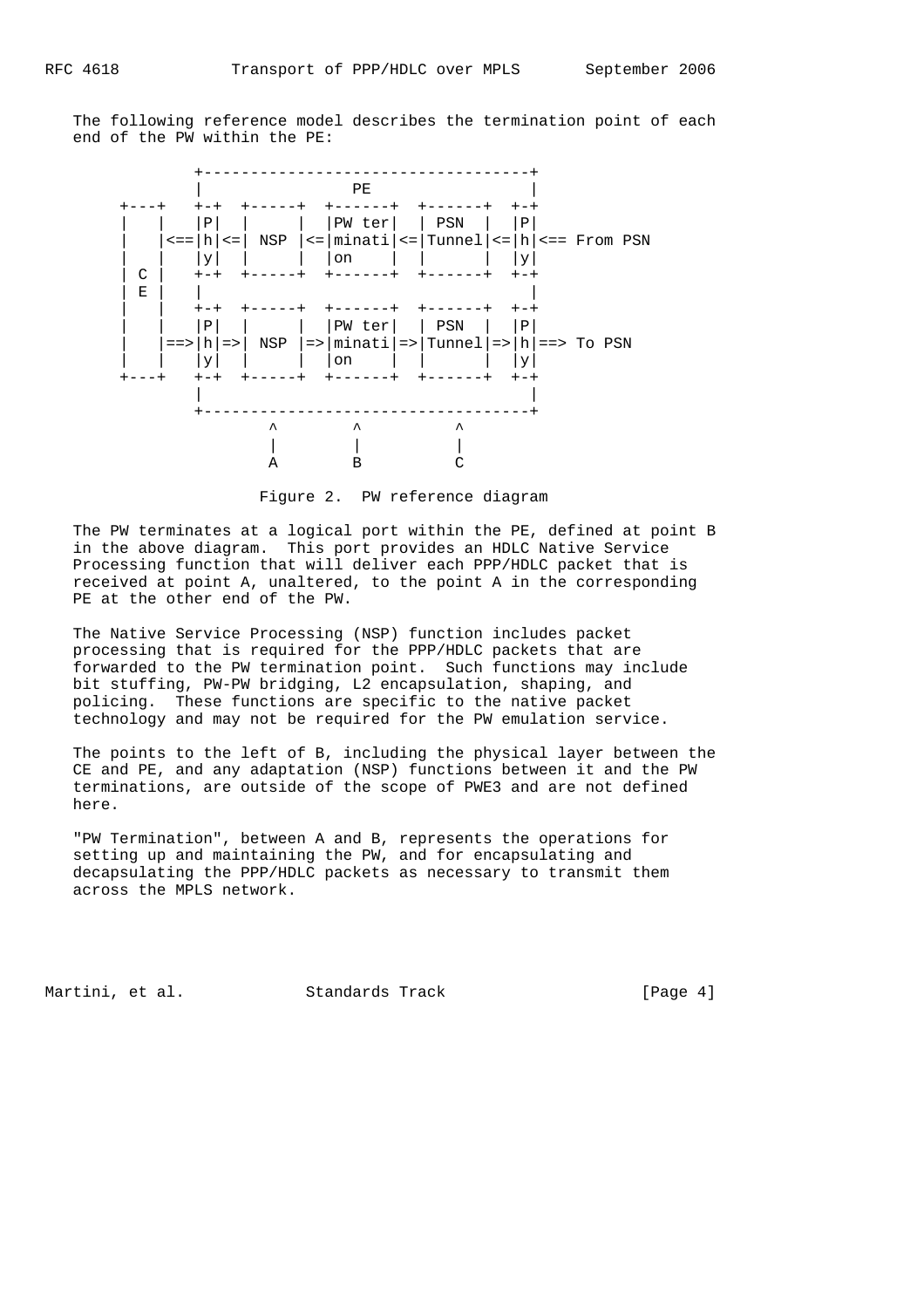The following reference model describes the termination point of each end of the PW within the PE:

```
             +-----------------------------------+
             |                 PE                |
      +---+  +-+  +-----+  +------+  +------+  +-+
      |   |  |P|  |     |  |PW ter|  | PSN  |  |P|
      |   |<==|h|<=| NSP |<=|minati|<=|Tunnel|<=|h|<== From PSN
      |   |  |y|  |     |  |on    |  |      |  |y|
      | C |  +-+  +-----+  +------+  +------+  +-+
      | E |  |                                   |
      |   |  +-+  +-----+  +------+  +------+  +-+
      |   |  |P|  |     |  |PW ter|  | PSN  |  |P|
      |   |==>|h|=>| NSP |=>|minati|=>|Tunnel|=>|h|==> To PSN
      |   |  |y|  |     |  |on    |  |      |  |y|
      +---+  +-+  +-----+  +------+  +------+  +-+
             |                                   |
             +-----------------------------------+
                    ^        ^          ^
                    |        |          |
                    A        B          C
```

Figure 2. PW reference diagram

The PW terminates at a logical port within the PE, defined at point B in the above diagram. This port provides an HDLC Native Service Processing function that will deliver each PPP/HDLC packet that is received at point A, unaltered, to the point A in the corresponding PE at the other end of the PW.

The Native Service Processing (NSP) function includes packet processing that is required for the PPP/HDLC packets that are forwarded to the PW termination point. Such functions may include bit stuffing, PW-PW bridging, L2 encapsulation, shaping, and policing. These functions are specific to the native packet technology and may not be required for the PW emulation service.

The points to the left of B, including the physical layer between the CE and PE, and any adaptation (NSP) functions between it and the PW terminations, are outside of the scope of PWE3 and are not defined here.

"PW Termination", between A and B, represents the operations for setting up and maintaining the PW, and for encapsulating and decapsulating the PPP/HDLC packets as necessary to transmit them across the MPLS network.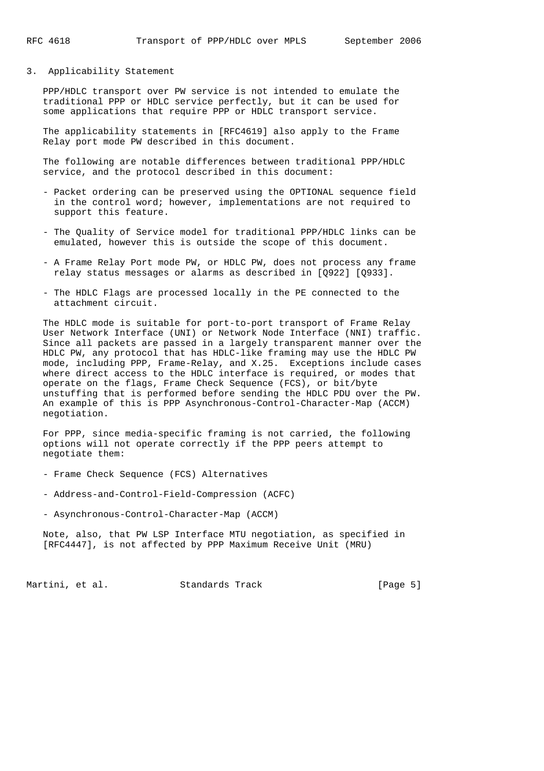## 3. Applicability Statement

PPP/HDLC transport over PW service is not intended to emulate the traditional PPP or HDLC service perfectly, but it can be used for some applications that require PPP or HDLC transport service.

The applicability statements in [RFC4619] also apply to the Frame Relay port mode PW described in this document.

The following are notable differences between traditional PPP/HDLC service, and the protocol described in this document:

- Packet ordering can be preserved using the OPTIONAL sequence field in the control word; however, implementations are not required to support this feature.
- The Quality of Service model for traditional PPP/HDLC links can be emulated, however this is outside the scope of this document.
- A Frame Relay Port mode PW, or HDLC PW, does not process any frame relay status messages or alarms as described in [Q922] [Q933].
- The HDLC Flags are processed locally in the PE connected to the attachment circuit.

The HDLC mode is suitable for port-to-port transport of Frame Relay User Network Interface (UNI) or Network Node Interface (NNI) traffic. Since all packets are passed in a largely transparent manner over the HDLC PW, any protocol that has HDLC-like framing may use the HDLC PW mode, including PPP, Frame-Relay, and X.25. Exceptions include cases where direct access to the HDLC interface is required, or modes that operate on the flags, Frame Check Sequence (FCS), or bit/byte unstuffing that is performed before sending the HDLC PDU over the PW. An example of this is PPP Asynchronous-Control-Character-Map (ACCM) negotiation.

For PPP, since media-specific framing is not carried, the following options will not operate correctly if the PPP peers attempt to negotiate them:

- Frame Check Sequence (FCS) Alternatives
- Address-and-Control-Field-Compression (ACFC)
- Asynchronous-Control-Character-Map (ACCM)

Note, also, that PW LSP Interface MTU negotiation, as specified in [RFC4447], is not affected by PPP Maximum Receive Unit (MRU)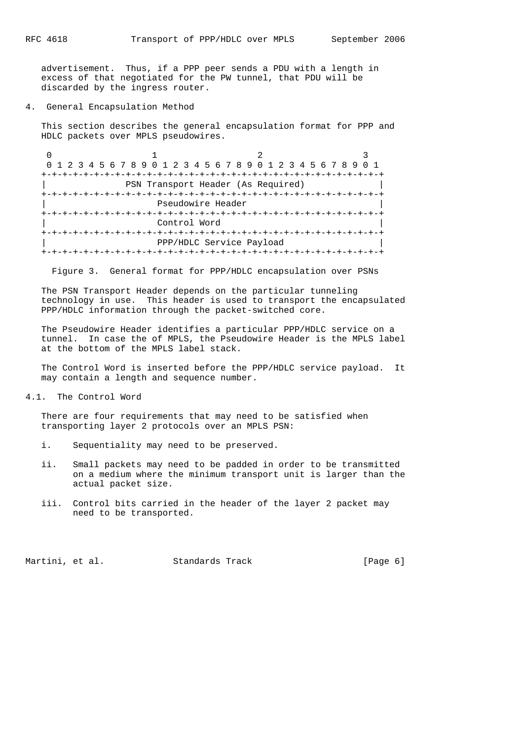advertisement. Thus, if a PPP peer sends a PDU with a length in excess of that negotiated for the PW tunnel, that PDU will be discarded by the ingress router.

## 4. General Encapsulation Method

This section describes the general encapsulation format for PPP and HDLC packets over MPLS pseudowires.

```
 0                   1                   2                   3
 0 1 2 3 4 5 6 7 8 9 0 1 2 3 4 5 6 7 8 9 0 1 2 3 4 5 6 7 8 9 0 1
+-+-+-+-+-+-+-+-+-+-+-+-+-+-+-+-+-+-+-+-+-+-+-+-+-+-+-+-+-+-+-+-+
|               PSN Transport Header (As Required)              |
+-+-+-+-+-+-+-+-+-+-+-+-+-+-+-+-+-+-+-+-+-+-+-+-+-+-+-+-+-+-+-+-+
|                     Pseudowire Header                         |
+-+-+-+-+-+-+-+-+-+-+-+-+-+-+-+-+-+-+-+-+-+-+-+-+-+-+-+-+-+-+-+-+
|                     Control Word                              |
+-+-+-+-+-+-+-+-+-+-+-+-+-+-+-+-+-+-+-+-+-+-+-+-+-+-+-+-+-+-+-+-+
|                     PPP/HDLC Service Payload                  |
+-+-+-+-+-+-+-+-+-+-+-+-+-+-+-+-+-+-+-+-+-+-+-+-+-+-+-+-+-+-+-+-+
```

Figure 3. General format for PPP/HDLC encapsulation over PSNs

The PSN Transport Header depends on the particular tunneling technology in use. This header is used to transport the encapsulated PPP/HDLC information through the packet-switched core.

The Pseudowire Header identifies a particular PPP/HDLC service on a tunnel. In case the of MPLS, the Pseudowire Header is the MPLS label at the bottom of the MPLS label stack.

The Control Word is inserted before the PPP/HDLC service payload. It may contain a length and sequence number.

### 4.1. The Control Word

There are four requirements that may need to be satisfied when transporting layer 2 protocols over an MPLS PSN:

i. Sequentiality may need to be preserved.

ii. Small packets may need to be padded in order to be transmitted on a medium where the minimum transport unit is larger than the actual packet size.

iii. Control bits carried in the header of the layer 2 packet may need to be transported.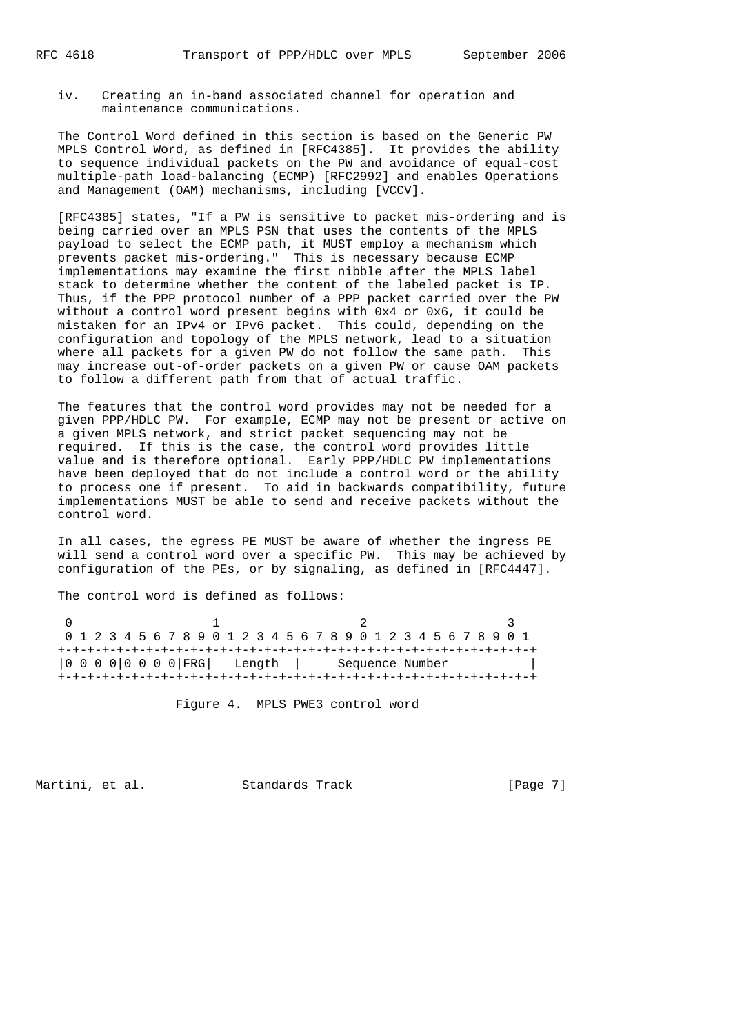iv. Creating an in-band associated channel for operation and maintenance communications.

The Control Word defined in this section is based on the Generic PW MPLS Control Word, as defined in [RFC4385]. It provides the ability to sequence individual packets on the PW and avoidance of equal-cost multiple-path load-balancing (ECMP) [RFC2992] and enables Operations and Management (OAM) mechanisms, including [VCCV].

[RFC4385] states, "If a PW is sensitive to packet mis-ordering and is being carried over an MPLS PSN that uses the contents of the MPLS payload to select the ECMP path, it MUST employ a mechanism which prevents packet mis-ordering." This is necessary because ECMP implementations may examine the first nibble after the MPLS label stack to determine whether the content of the labeled packet is IP. Thus, if the PPP protocol number of a PPP packet carried over the PW without a control word present begins with 0x4 or 0x6, it could be mistaken for an IPv4 or IPv6 packet. This could, depending on the configuration and topology of the MPLS network, lead to a situation where all packets for a given PW do not follow the same path. This may increase out-of-order packets on a given PW or cause OAM packets to follow a different path from that of actual traffic.

The features that the control word provides may not be needed for a given PPP/HDLC PW. For example, ECMP may not be present or active on a given MPLS network, and strict packet sequencing may not be required. If this is the case, the control word provides little value and is therefore optional. Early PPP/HDLC PW implementations have been deployed that do not include a control word or the ability to process one if present. To aid in backwards compatibility, future implementations MUST be able to send and receive packets without the control word.

In all cases, the egress PE MUST be aware of whether the ingress PE will send a control word over a specific PW. This may be achieved by configuration of the PEs, or by signaling, as defined in [RFC4447].

The control word is defined as follows:

```
 0                   1                   2                   3
 0 1 2 3 4 5 6 7 8 9 0 1 2 3 4 5 6 7 8 9 0 1 2 3 4 5 6 7 8 9 0 1
+-+-+-+-+-+-+-+-+-+-+-+-+-+-+-+-+-+-+-+-+-+-+-+-+-+-+-+-+-+-+-+-+
|0 0 0 0|0 0 0 0|FRG|   Length  |     Sequence Number           |
+-+-+-+-+-+-+-+-+-+-+-+-+-+-+-+-+-+-+-+-+-+-+-+-+-+-+-+-+-+-+-+-+
```

Figure 4. MPLS PWE3 control word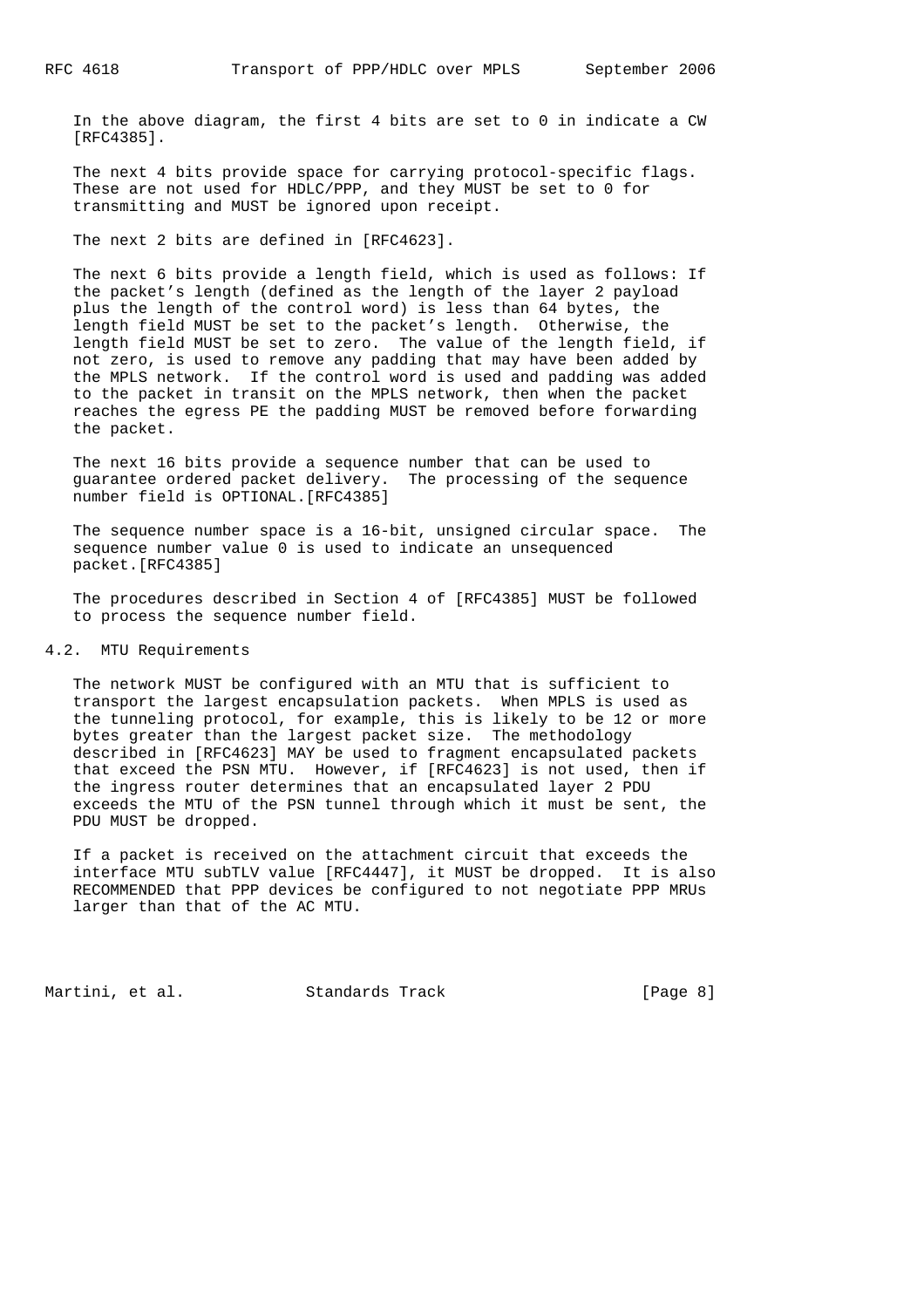In the above diagram, the first 4 bits are set to 0 in indicate a CW [RFC4385].

The next 4 bits provide space for carrying protocol-specific flags. These are not used for HDLC/PPP, and they MUST be set to 0 for transmitting and MUST be ignored upon receipt.

The next 2 bits are defined in [RFC4623].

The next 6 bits provide a length field, which is used as follows: If the packet's length (defined as the length of the layer 2 payload plus the length of the control word) is less than 64 bytes, the length field MUST be set to the packet's length. Otherwise, the length field MUST be set to zero. The value of the length field, if not zero, is used to remove any padding that may have been added by the MPLS network. If the control word is used and padding was added to the packet in transit on the MPLS network, then when the packet reaches the egress PE the padding MUST be removed before forwarding the packet.

The next 16 bits provide a sequence number that can be used to guarantee ordered packet delivery. The processing of the sequence number field is OPTIONAL.[RFC4385]

The sequence number space is a 16-bit, unsigned circular space. The sequence number value 0 is used to indicate an unsequenced packet.[RFC4385]

The procedures described in Section 4 of [RFC4385] MUST be followed to process the sequence number field.

## 4.2. MTU Requirements

The network MUST be configured with an MTU that is sufficient to transport the largest encapsulation packets. When MPLS is used as the tunneling protocol, for example, this is likely to be 12 or more bytes greater than the largest packet size. The methodology described in [RFC4623] MAY be used to fragment encapsulated packets that exceed the PSN MTU. However, if [RFC4623] is not used, then if the ingress router determines that an encapsulated layer 2 PDU exceeds the MTU of the PSN tunnel through which it must be sent, the PDU MUST be dropped.

If a packet is received on the attachment circuit that exceeds the interface MTU subTLV value [RFC4447], it MUST be dropped. It is also RECOMMENDED that PPP devices be configured to not negotiate PPP MRUs larger than that of the AC MTU.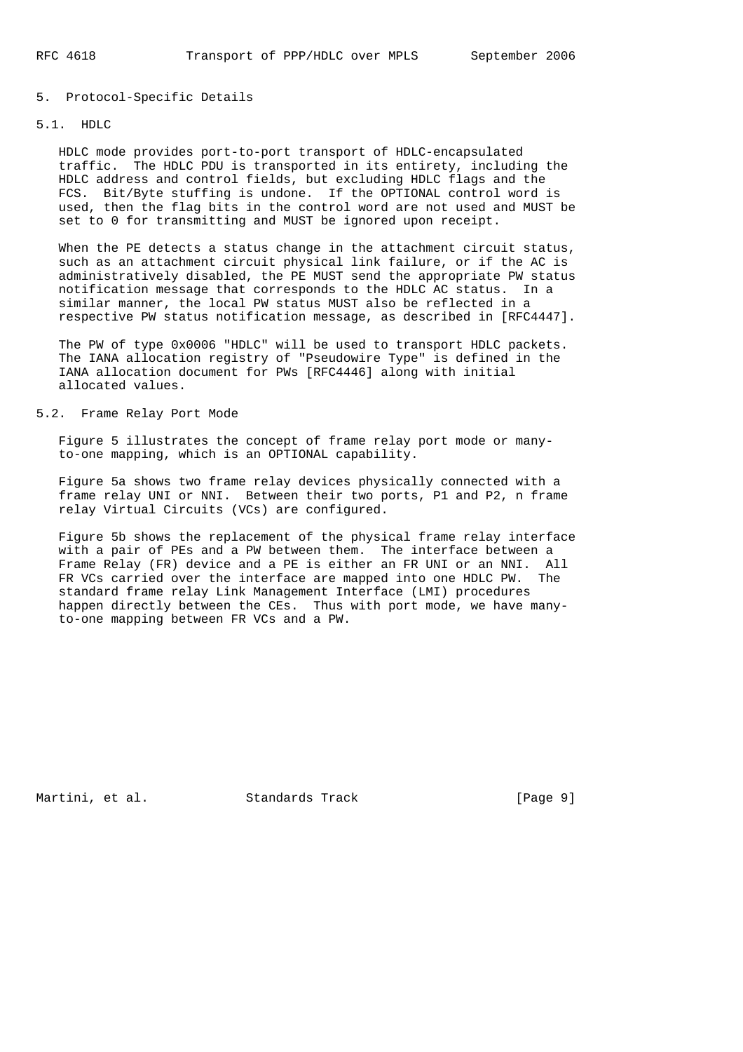## 5. Protocol-Specific Details

### 5.1. HDLC

HDLC mode provides port-to-port transport of HDLC-encapsulated traffic. The HDLC PDU is transported in its entirety, including the HDLC address and control fields, but excluding HDLC flags and the FCS. Bit/Byte stuffing is undone. If the OPTIONAL control word is used, then the flag bits in the control word are not used and MUST be set to 0 for transmitting and MUST be ignored upon receipt.

When the PE detects a status change in the attachment circuit status, such as an attachment circuit physical link failure, or if the AC is administratively disabled, the PE MUST send the appropriate PW status notification message that corresponds to the HDLC AC status. In a similar manner, the local PW status MUST also be reflected in a respective PW status notification message, as described in [RFC4447].

The PW of type 0x0006 "HDLC" will be used to transport HDLC packets. The IANA allocation registry of "Pseudowire Type" is defined in the IANA allocation document for PWs [RFC4446] along with initial allocated values.

### 5.2. Frame Relay Port Mode

Figure 5 illustrates the concept of frame relay port mode or many-to-one mapping, which is an OPTIONAL capability.

Figure 5a shows two frame relay devices physically connected with a frame relay UNI or NNI. Between their two ports, P1 and P2, n frame relay Virtual Circuits (VCs) are configured.

Figure 5b shows the replacement of the physical frame relay interface with a pair of PEs and a PW between them. The interface between a Frame Relay (FR) device and a PE is either an FR UNI or an NNI. All FR VCs carried over the interface are mapped into one HDLC PW. The standard frame relay Link Management Interface (LMI) procedures happen directly between the CEs. Thus with port mode, we have many-to-one mapping between FR VCs and a PW.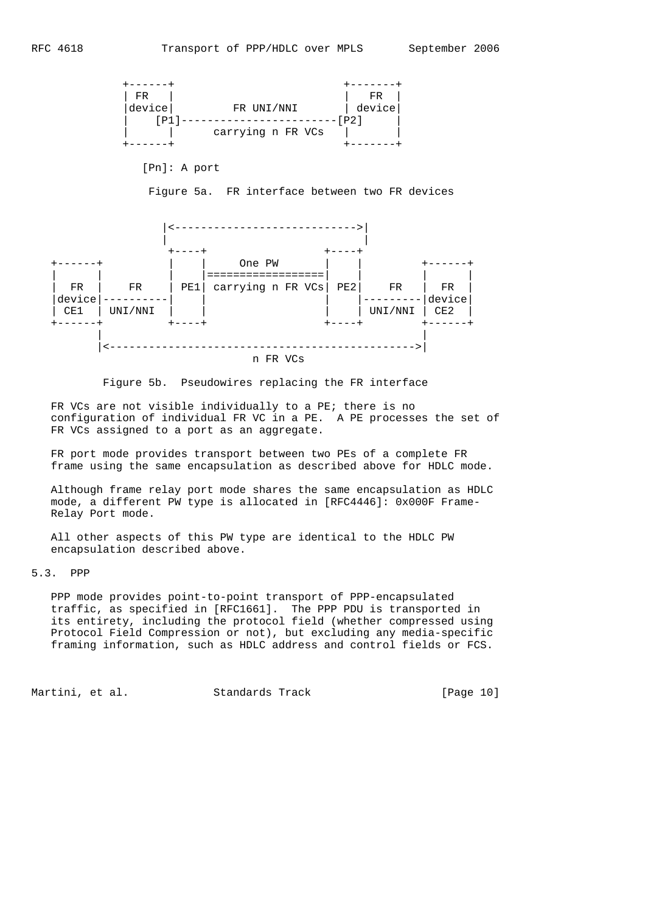```
 +------+                        +-------+
 | FR   |                        |   FR  |
 |device|         FR UNI/NNI     | device|
 |    [P1]------------------------[P2]   |
 |      |      carrying n FR VCs   |       |
 +------+                        +-------+

    [Pn]: A port
```

Figure 5a. FR interface between two FR devices

```
                |<--------------------------->|
                |                             |
                 +----+                 +----+
  +------+       |    |      One PW     |    |          +------+
  |      |       |    |=================|    |          |      |
  |  FR  |   FR  | PE1| carrying n FR VCs| PE2|    FR    |  FR  |
  |device|----------|    |                 |    |---------|device|
  | CE1  | UNI/NNI |    |                 |    | UNI/NNI | CE2  |
  +------+       +----+                 +----+          +------+
        |                                                |
        |<---------------------------------------------->|
                            n FR VCs
```

Figure 5b. Pseudowires replacing the FR interface

FR VCs are not visible individually to a PE; there is no configuration of individual FR VC in a PE. A PE processes the set of FR VCs assigned to a port as an aggregate.

FR port mode provides transport between two PEs of a complete FR frame using the same encapsulation as described above for HDLC mode.

Although frame relay port mode shares the same encapsulation as HDLC mode, a different PW type is allocated in [RFC4446]: 0x000F Frame-Relay Port mode.

All other aspects of this PW type are identical to the HDLC PW encapsulation described above.

## 5.3. PPP

PPP mode provides point-to-point transport of PPP-encapsulated traffic, as specified in [RFC1661]. The PPP PDU is transported in its entirety, including the protocol field (whether compressed using Protocol Field Compression or not), but excluding any media-specific framing information, such as HDLC address and control fields or FCS.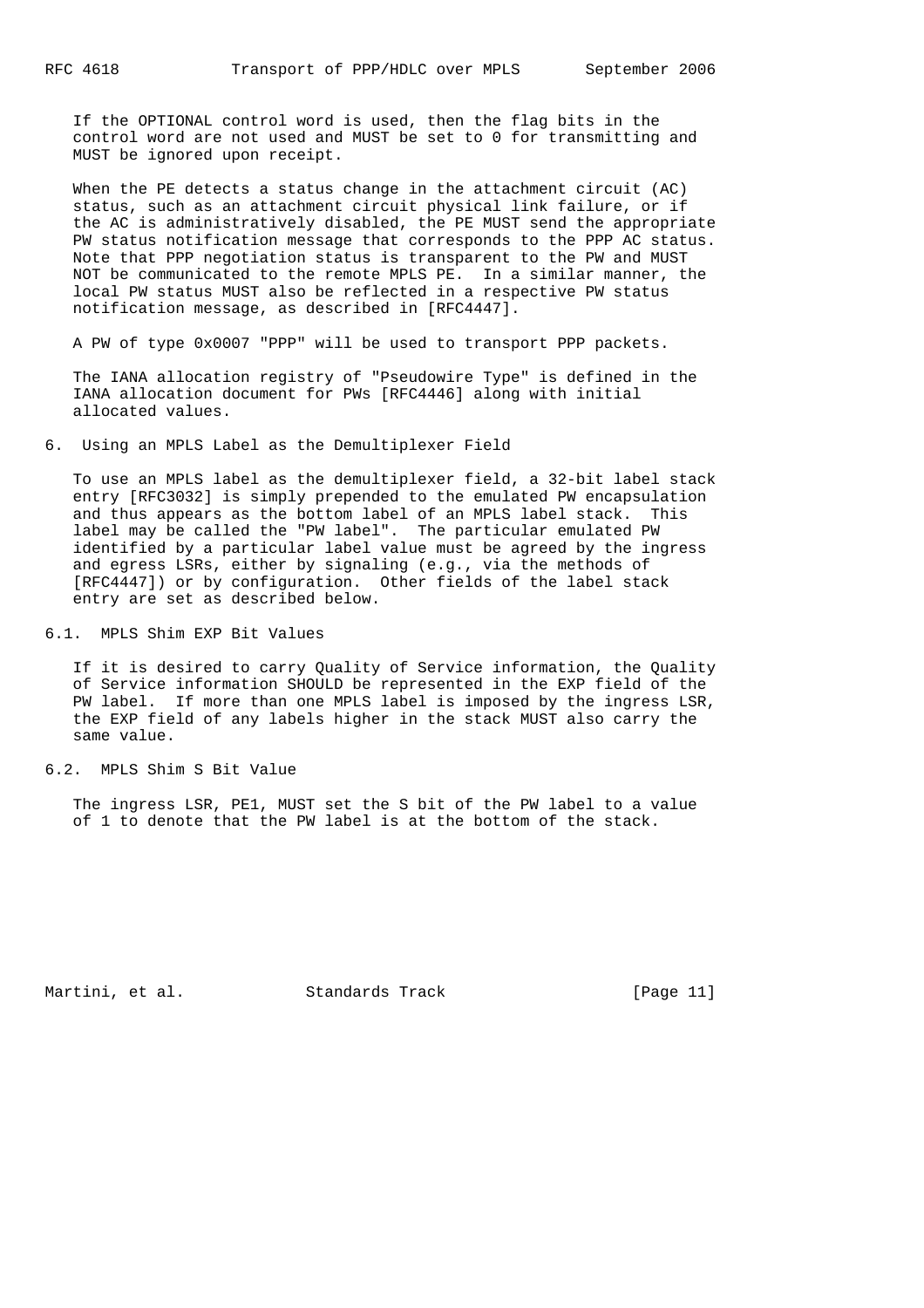If the OPTIONAL control word is used, then the flag bits in the control word are not used and MUST be set to 0 for transmitting and MUST be ignored upon receipt.

When the PE detects a status change in the attachment circuit (AC) status, such as an attachment circuit physical link failure, or if the AC is administratively disabled, the PE MUST send the appropriate PW status notification message that corresponds to the PPP AC status. Note that PPP negotiation status is transparent to the PW and MUST NOT be communicated to the remote MPLS PE. In a similar manner, the local PW status MUST also be reflected in a respective PW status notification message, as described in [RFC4447].

A PW of type 0x0007 "PPP" will be used to transport PPP packets.

The IANA allocation registry of "Pseudowire Type" is defined in the IANA allocation document for PWs [RFC4446] along with initial allocated values.

## 6. Using an MPLS Label as the Demultiplexer Field

To use an MPLS label as the demultiplexer field, a 32-bit label stack entry [RFC3032] is simply prepended to the emulated PW encapsulation and thus appears as the bottom label of an MPLS label stack. This label may be called the "PW label". The particular emulated PW identified by a particular label value must be agreed by the ingress and egress LSRs, either by signaling (e.g., via the methods of [RFC4447]) or by configuration. Other fields of the label stack entry are set as described below.

### 6.1. MPLS Shim EXP Bit Values

If it is desired to carry Quality of Service information, the Quality of Service information SHOULD be represented in the EXP field of the PW label. If more than one MPLS label is imposed by the ingress LSR, the EXP field of any labels higher in the stack MUST also carry the same value.

### 6.2. MPLS Shim S Bit Value

The ingress LSR, PE1, MUST set the S bit of the PW label to a value of 1 to denote that the PW label is at the bottom of the stack.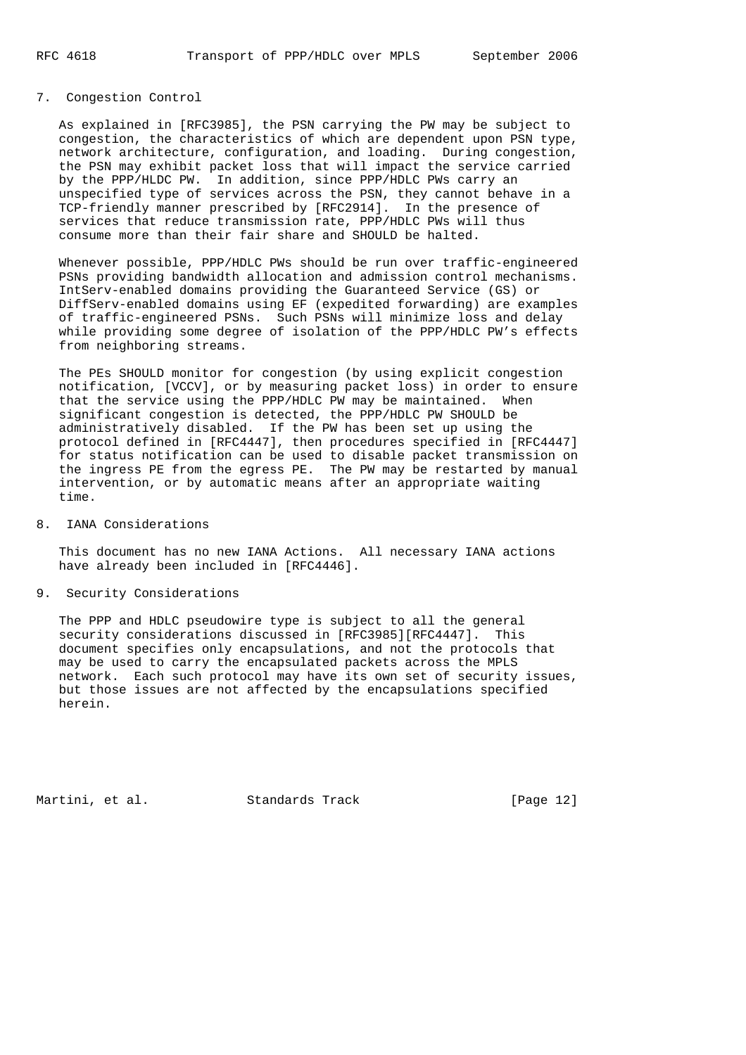## 7. Congestion Control

As explained in [RFC3985], the PSN carrying the PW may be subject to congestion, the characteristics of which are dependent upon PSN type, network architecture, configuration, and loading. During congestion, the PSN may exhibit packet loss that will impact the service carried by the PPP/HLDC PW. In addition, since PPP/HDLC PWs carry an unspecified type of services across the PSN, they cannot behave in a TCP-friendly manner prescribed by [RFC2914]. In the presence of services that reduce transmission rate, PPP/HDLC PWs will thus consume more than their fair share and SHOULD be halted.

Whenever possible, PPP/HDLC PWs should be run over traffic-engineered PSNs providing bandwidth allocation and admission control mechanisms. IntServ-enabled domains providing the Guaranteed Service (GS) or DiffServ-enabled domains using EF (expedited forwarding) are examples of traffic-engineered PSNs. Such PSNs will minimize loss and delay while providing some degree of isolation of the PPP/HDLC PW's effects from neighboring streams.

The PEs SHOULD monitor for congestion (by using explicit congestion notification, [VCCV], or by measuring packet loss) in order to ensure that the service using the PPP/HDLC PW may be maintained. When significant congestion is detected, the PPP/HDLC PW SHOULD be administratively disabled. If the PW has been set up using the protocol defined in [RFC4447], then procedures specified in [RFC4447] for status notification can be used to disable packet transmission on the ingress PE from the egress PE. The PW may be restarted by manual intervention, or by automatic means after an appropriate waiting time.

## 8. IANA Considerations

This document has no new IANA Actions. All necessary IANA actions have already been included in [RFC4446].

## 9. Security Considerations

The PPP and HDLC pseudowire type is subject to all the general security considerations discussed in [RFC3985][RFC4447]. This document specifies only encapsulations, and not the protocols that may be used to carry the encapsulated packets across the MPLS network. Each such protocol may have its own set of security issues, but those issues are not affected by the encapsulations specified herein.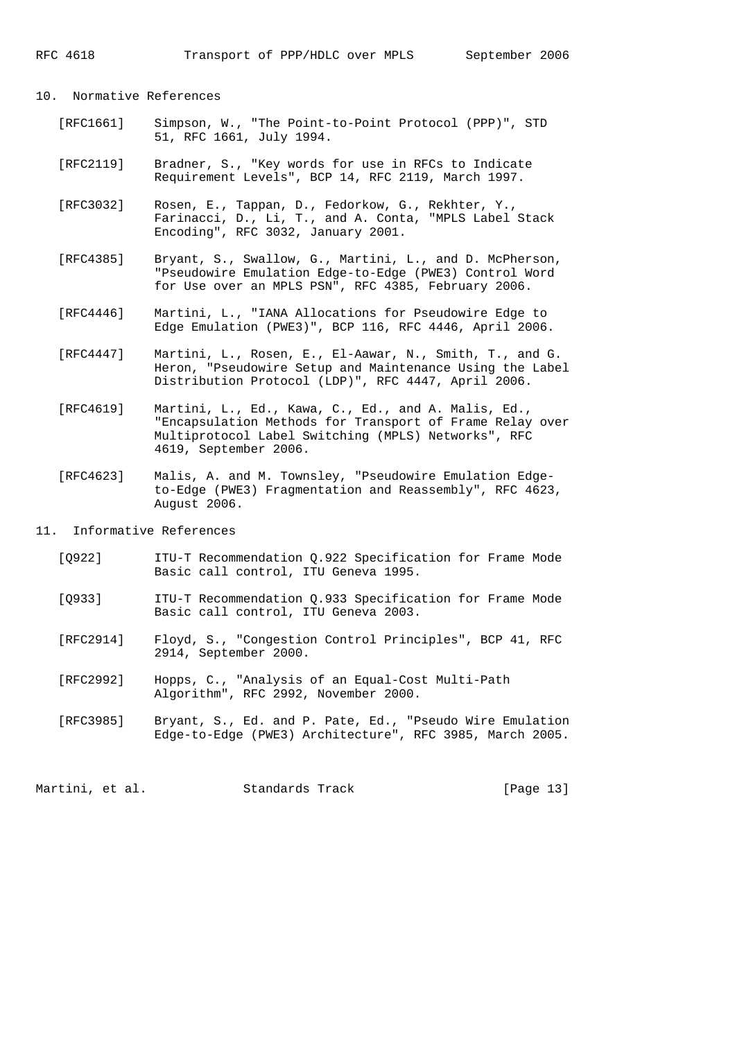## 10. Normative References

[RFC1661] Simpson, W., "The Point-to-Point Protocol (PPP)", STD 51, RFC 1661, July 1994.

[RFC2119] Bradner, S., "Key words for use in RFCs to Indicate Requirement Levels", BCP 14, RFC 2119, March 1997.

[RFC3032] Rosen, E., Tappan, D., Fedorkow, G., Rekhter, Y., Farinacci, D., Li, T., and A. Conta, "MPLS Label Stack Encoding", RFC 3032, January 2001.

[RFC4385] Bryant, S., Swallow, G., Martini, L., and D. McPherson, "Pseudowire Emulation Edge-to-Edge (PWE3) Control Word for Use over an MPLS PSN", RFC 4385, February 2006.

[RFC4446] Martini, L., "IANA Allocations for Pseudowire Edge to Edge Emulation (PWE3)", BCP 116, RFC 4446, April 2006.

[RFC4447] Martini, L., Rosen, E., El-Aawar, N., Smith, T., and G. Heron, "Pseudowire Setup and Maintenance Using the Label Distribution Protocol (LDP)", RFC 4447, April 2006.

[RFC4619] Martini, L., Ed., Kawa, C., Ed., and A. Malis, Ed., "Encapsulation Methods for Transport of Frame Relay over Multiprotocol Label Switching (MPLS) Networks", RFC 4619, September 2006.

[RFC4623] Malis, A. and M. Townsley, "Pseudowire Emulation Edge-to-Edge (PWE3) Fragmentation and Reassembly", RFC 4623, August 2006.

## 11. Informative References

[Q922] ITU-T Recommendation Q.922 Specification for Frame Mode Basic call control, ITU Geneva 1995.

[Q933] ITU-T Recommendation Q.933 Specification for Frame Mode Basic call control, ITU Geneva 2003.

[RFC2914] Floyd, S., "Congestion Control Principles", BCP 41, RFC 2914, September 2000.

[RFC2992] Hopps, C., "Analysis of an Equal-Cost Multi-Path Algorithm", RFC 2992, November 2000.

[RFC3985] Bryant, S., Ed. and P. Pate, Ed., "Pseudo Wire Emulation Edge-to-Edge (PWE3) Architecture", RFC 3985, March 2005.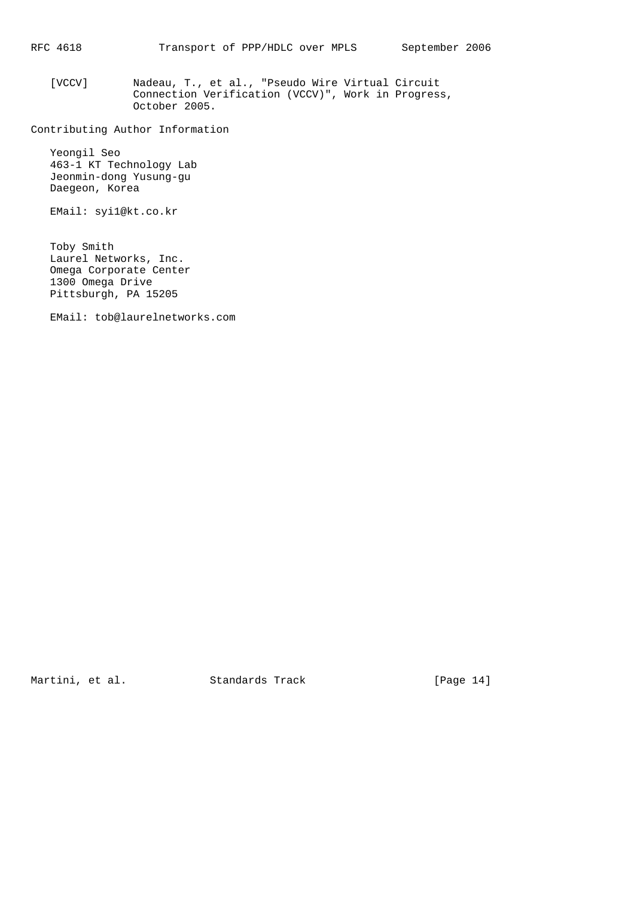[VCCV] Nadeau, T., et al., "Pseudo Wire Virtual Circuit Connection Verification (VCCV)", Work in Progress, October 2005.

## Contributing Author Information

Yeongil Seo
463-1 KT Technology Lab
Jeonmin-dong Yusung-gu
Daegeon, Korea

EMail: syi1@kt.co.kr

Toby Smith
Laurel Networks, Inc.
Omega Corporate Center
1300 Omega Drive
Pittsburgh, PA 15205

EMail: tob@laurelnetworks.com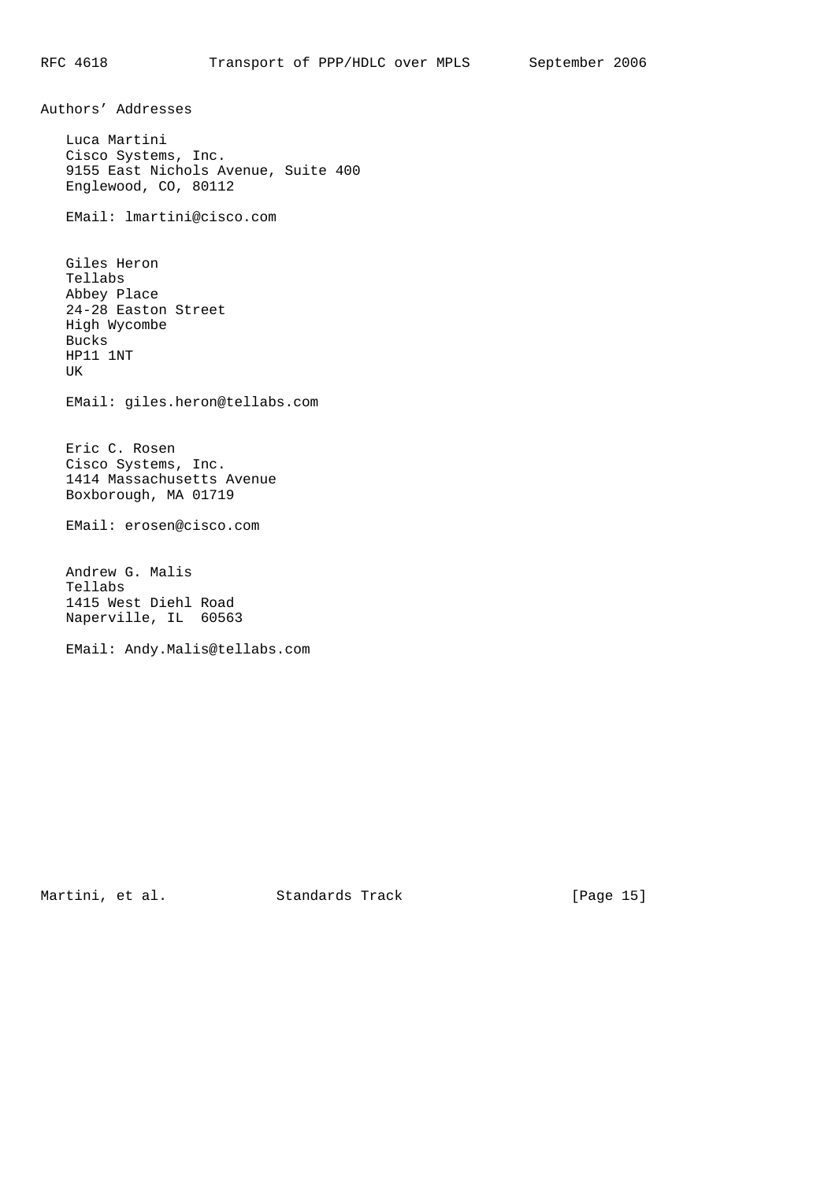## Authors' Addresses

Luca Martini
Cisco Systems, Inc.
9155 East Nichols Avenue, Suite 400
Englewood, CO, 80112

EMail: lmartini@cisco.com

Giles Heron
Tellabs
Abbey Place
24-28 Easton Street
High Wycombe
Bucks
HP11 1NT
UK

EMail: giles.heron@tellabs.com

Eric C. Rosen
Cisco Systems, Inc.
1414 Massachusetts Avenue
Boxborough, MA 01719

EMail: erosen@cisco.com

Andrew G. Malis
Tellabs
1415 West Diehl Road
Naperville, IL 60563

EMail: Andy.Malis@tellabs.com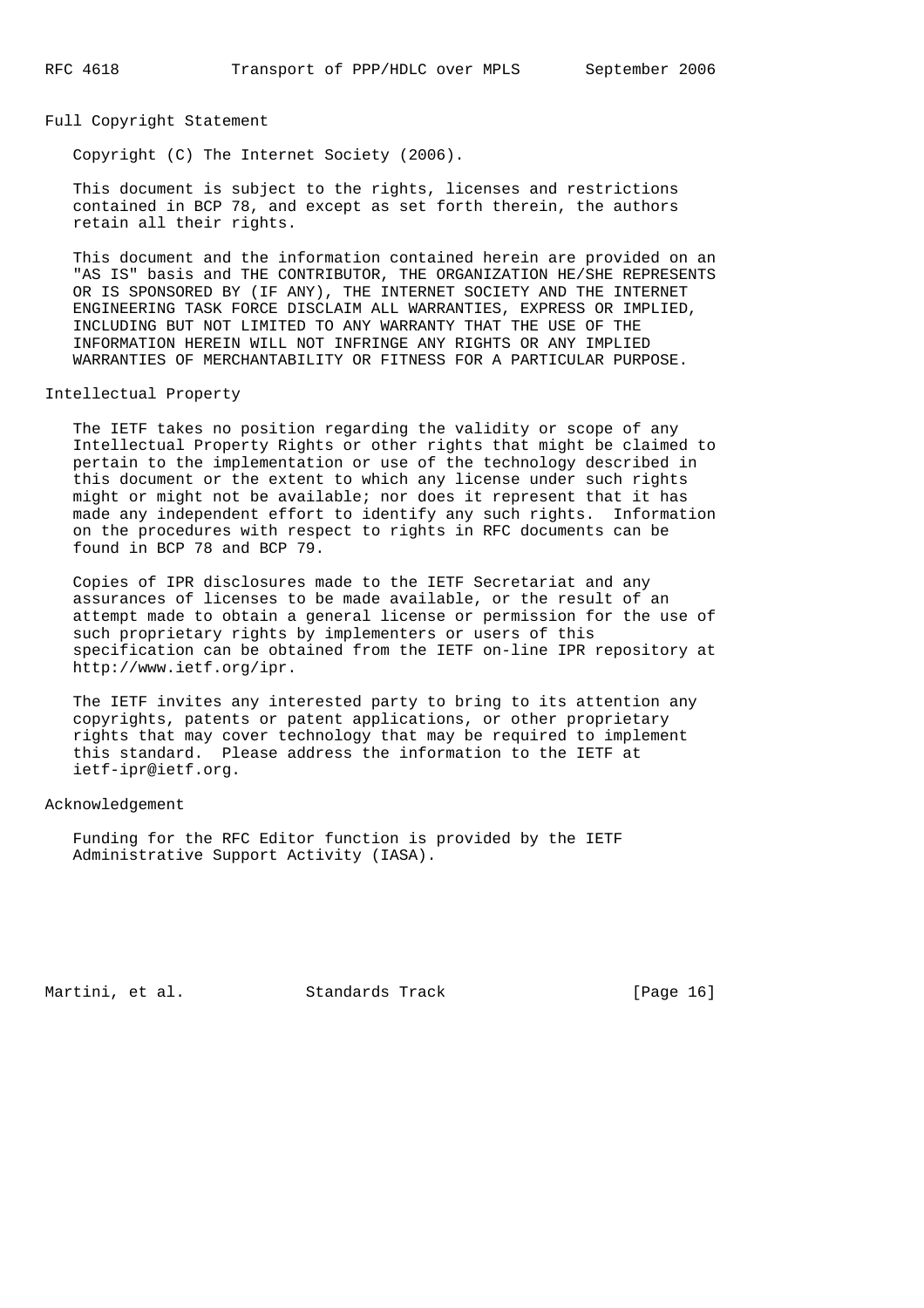## Full Copyright Statement

Copyright (C) The Internet Society (2006).

This document is subject to the rights, licenses and restrictions contained in BCP 78, and except as set forth therein, the authors retain all their rights.

This document and the information contained herein are provided on an "AS IS" basis and THE CONTRIBUTOR, THE ORGANIZATION HE/SHE REPRESENTS OR IS SPONSORED BY (IF ANY), THE INTERNET SOCIETY AND THE INTERNET ENGINEERING TASK FORCE DISCLAIM ALL WARRANTIES, EXPRESS OR IMPLIED, INCLUDING BUT NOT LIMITED TO ANY WARRANTY THAT THE USE OF THE INFORMATION HEREIN WILL NOT INFRINGE ANY RIGHTS OR ANY IMPLIED WARRANTIES OF MERCHANTABILITY OR FITNESS FOR A PARTICULAR PURPOSE.

## Intellectual Property

The IETF takes no position regarding the validity or scope of any Intellectual Property Rights or other rights that might be claimed to pertain to the implementation or use of the technology described in this document or the extent to which any license under such rights might or might not be available; nor does it represent that it has made any independent effort to identify any such rights. Information on the procedures with respect to rights in RFC documents can be found in BCP 78 and BCP 79.

Copies of IPR disclosures made to the IETF Secretariat and any assurances of licenses to be made available, or the result of an attempt made to obtain a general license or permission for the use of such proprietary rights by implementers or users of this specification can be obtained from the IETF on-line IPR repository at http://www.ietf.org/ipr.

The IETF invites any interested party to bring to its attention any copyrights, patents or patent applications, or other proprietary rights that may cover technology that may be required to implement this standard. Please address the information to the IETF at ietf-ipr@ietf.org.

## Acknowledgement

Funding for the RFC Editor function is provided by the IETF Administrative Support Activity (IASA).